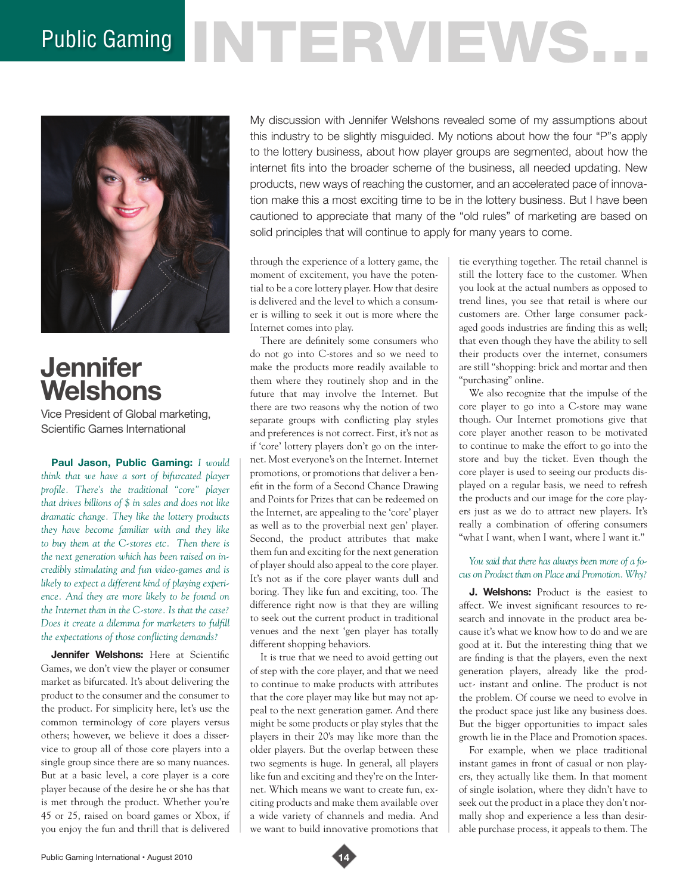# Public Gaming INTERVIEWS...

## Jennifer Welshons

Vice President of Global marketing, Scientific Games International

My discussion with Jennifer Welshons revealed some of my assumptions about this industry to be slightly misguided. My notions about how the four "P"s apply to the lottery business, about how player groups are segmented, about how the internet fits into the broader scheme of the business, all needed updating. New products, new ways of reaching the customer, and an accelerated pace of innovation make this a most exciting time to be in the lottery business. But I have been cautioned to appreciate that many of the "old rules" of marketing are based on solid principles that will continue to apply for many years to come.

**Paul Jason, Public Gaming:** *I would think that we have a sort of bifurcated player profile. There's the traditional "core" player that drives billions of $ in sales and does not like dramatic change. They like the lottery products they have become familiar with and they like to buy them at the C-stores etc. Then there is the next generation which has been raised on incredibly stimulating and fun video-games and is likely to expect a different kind of playing experience. And they are more likely to be found on the Internet than in the C-store. Is that the case? Does it create a dilemma for marketers to fulfill the expectations of those conflicting demands?*

**Jennifer Welshons:** Here at Scientific Games, we don't view the player or consumer market as bifurcated. It's about delivering the product to the consumer and the consumer to the product. For simplicity here, let's use the common terminology of core players versus others; however, we believe it does a disservice to group all of those core players into a single group since there are so many nuances. But at a basic level, a core player is a core player because of the desire he or she has that is met through the product. Whether you're 45 or 25, raised on board games or Xbox, if you enjoy the fun and thrill that is delivered through the experience of a lottery game, the moment of excitement, you have the potential to be a core lottery player. How that desire is delivered and the level to which a consumer is willing to seek it out is more where the Internet comes into play.

There are definitely some consumers who do not go into C-stores and so we need to make the products more readily available to them where they routinely shop and in the future that may involve the Internet. But there are two reasons why the notion of two separate groups with conflicting play styles and preferences is not correct. First, it's not as if 'core' lottery players don't go on the internet. Most everyone's on the Internet. Internet promotions, or promotions that deliver a benefit in the form of a Second Chance Drawing and Points for Prizes that can be redeemed on the Internet, are appealing to the 'core' player as well as to the proverbial next gen' player. Second, the product attributes that make them fun and exciting for the next generation of player should also appeal to the core player. It's not as if the core player wants dull and boring. They like fun and exciting, too. The difference right now is that they are willing to seek out the current product in traditional venues and the next 'gen player has totally different shopping behaviors.

It is true that we need to avoid getting out of step with the core player, and that we need to continue to make products with attributes that the core player may like but may not appeal to the next generation gamer. And there might be some products or play styles that the players in their 20's may like more than the older players. But the overlap between these two segments is huge. In general, all players like fun and exciting and they're on the Internet. Which means we want to create fun, exciting products and make them available over a wide variety of channels and media. And we want to build innovative promotions that tie everything together. The retail channel is still the lottery face to the customer. When you look at the actual numbers as opposed to trend lines, you see that retail is where our customers are. Other large consumer packaged goods industries are finding this as well; that even though they have the ability to sell their products over the internet, consumers are still "shopping: brick and mortar and then "purchasing" online.

We also recognize that the impulse of the core player to go into a C-store may wane though. Our Internet promotions give that core player another reason to be motivated to continue to make the effort to go into the store and buy the ticket. Even though the core player is used to seeing our products displayed on a regular basis, we need to refresh the products and our image for the core players just as we do to attract new players. It's really a combination of offering consumers "what I want, when I want, where I want it."

*You said that there has always been more of a focus on Product than on Place and Promotion. Why?*

**J. Welshons:** Product is the easiest to affect. We invest significant resources to research and innovate in the product area because it's what we know how to do and we are good at it. But the interesting thing that we are finding is that the players, even the next generation players, already like the product- instant and online. The product is not the problem. Of course we need to evolve in the product space just like any business does. But the bigger opportunities to impact sales growth lie in the Place and Promotion spaces.

For example, when we place traditional instant games in front of casual or non players, they actually like them. In that moment of single isolation, where they didn't have to seek out the product in a place they don't normally shop and experience a less than desirable purchase process, it appeals to them. The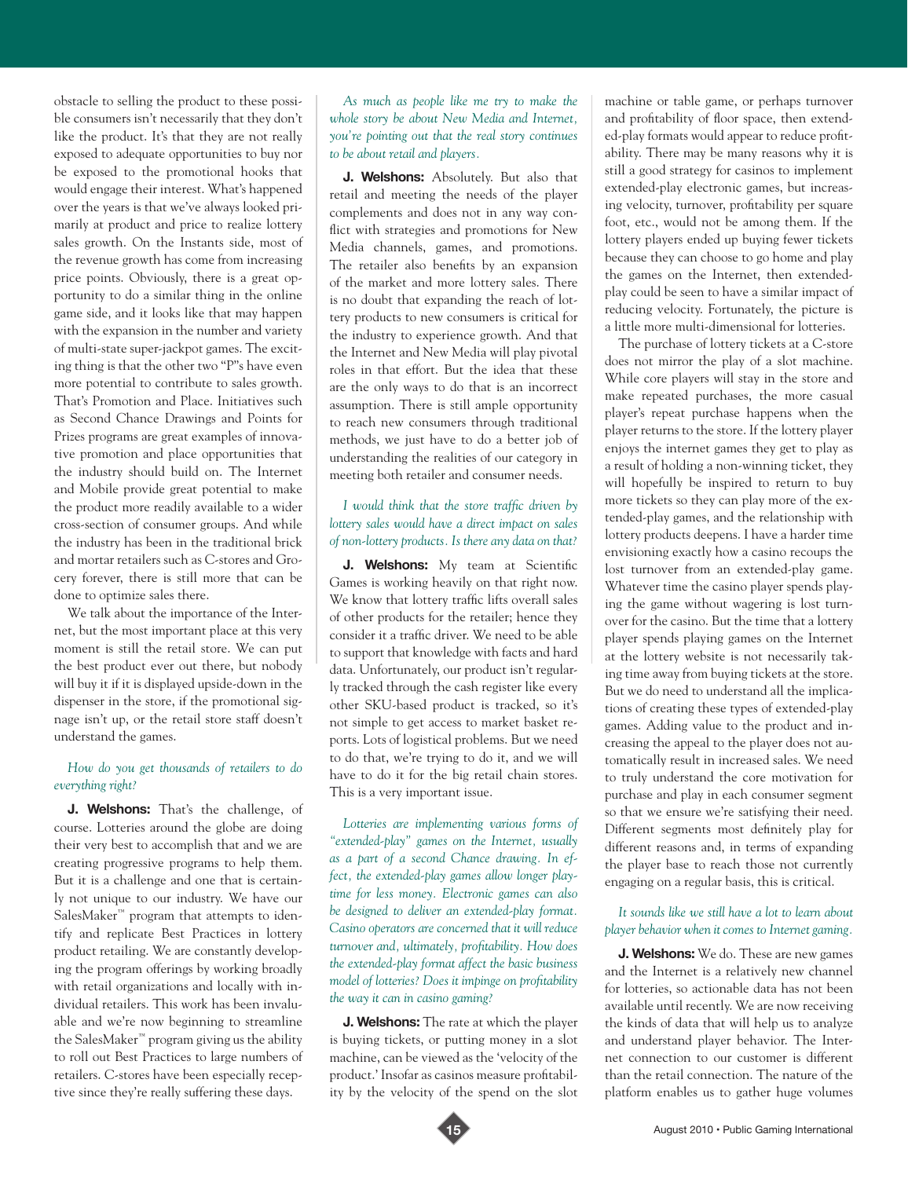obstacle to selling the product to these possible consumers isn't necessarily that they don't like the product. It's that they are not really exposed to adequate opportunities to buy nor be exposed to the promotional hooks that would engage their interest. What's happened over the years is that we've always looked primarily at product and price to realize lottery sales growth. On the Instants side, most of the revenue growth has come from increasing price points. Obviously, there is a great opportunity to do a similar thing in the online game side, and it looks like that may happen with the expansion in the number and variety of multi-state super-jackpot games. The exciting thing is that the other two "P"s have even more potential to contribute to sales growth. That's Promotion and Place. Initiatives such as Second Chance Drawings and Points for Prizes programs are great examples of innovative promotion and place opportunities that the industry should build on. The Internet and Mobile provide great potential to make the product more readily available to a wider cross-section of consumer groups. And while the industry has been in the traditional brick and mortar retailers such as C-stores and Grocery forever, there is still more that can be done to optimize sales there.

We talk about the importance of the Internet, but the most important place at this very moment is still the retail store. We can put the best product ever out there, but nobody will buy it if it is displayed upside-down in the dispenser in the store, if the promotional signage isn't up, or the retail store staff doesn't understand the games.

*How do you get thousands of retailers to do everything right?*

**J. Welshons:** That's the challenge, of course. Lotteries around the globe are doing their very best to accomplish that and we are creating progressive programs to help them. But it is a challenge and one that is certainly not unique to our industry. We have our SalesMaker™ program that attempts to identify and replicate Best Practices in lottery product retailing. We are constantly developing the program offerings by working broadly with retail organizations and locally with individual retailers. This work has been invaluable and we're now beginning to streamline the SalesMaker™ program giving us the ability to roll out Best Practices to large numbers of retailers. C-stores have been especially receptive since they're really suffering these days.

*As much as people like me try to make the whole story be about New Media and Internet, you're pointing out that the real story continues to be about retail and players.*

**J. Welshons:** Absolutely. But also that retail and meeting the needs of the player complements and does not in any way conflict with strategies and promotions for New Media channels, games, and promotions. The retailer also benefits by an expansion of the market and more lottery sales. There is no doubt that expanding the reach of lottery products to new consumers is critical for the industry to experience growth. And that the Internet and New Media will play pivotal roles in that effort. But the idea that these are the only ways to do that is an incorrect assumption. There is still ample opportunity to reach new consumers through traditional methods, we just have to do a better job of understanding the realities of our category in meeting both retailer and consumer needs.

*I would think that the store traffic driven by lottery sales would have a direct impact on sales of non-lottery products. Is there any data on that?*

**J. Welshons:** My team at Scientific Games is working heavily on that right now. We know that lottery traffic lifts overall sales of other products for the retailer; hence they consider it a traffic driver. We need to be able to support that knowledge with facts and hard data. Unfortunately, our product isn't regularly tracked through the cash register like every other SKU-based product is tracked, so it's not simple to get access to market basket reports. Lots of logistical problems. But we need to do that, we're trying to do it, and we will have to do it for the big retail chain stores. This is a very important issue.

*Lotteries are implementing various forms of "extended-play" games on the Internet, usually as a part of a second Chance drawing. In effect, the extended-play games allow longer playtime for less money. Electronic games can also be designed to deliver an extended-play format. Casino operators are concerned that it will reduce turnover and, ultimately, profitability. How does the extended-play format affect the basic business model of lotteries? Does it impinge on profitability the way it can in casino gaming?*

**J. Welshons:** The rate at which the player is buying tickets, or putting money in a slot machine, can be viewed as the 'velocity of the product.' Insofar as casinos measure profitability by the velocity of the spend on the slot machine or table game, or perhaps turnover and profitability of floor space, then extended-play formats would appear to reduce profitability. There may be many reasons why it is still a good strategy for casinos to implement extended-play electronic games, but increasing velocity, turnover, profitability per square foot, etc., would not be among them. If the lottery players ended up buying fewer tickets because they can choose to go home and play the games on the Internet, then extended-play could be seen to have a similar impact of reducing velocity. Fortunately, the picture is a little more multi-dimensional for lotteries.

The purchase of lottery tickets at a C-store does not mirror the play of a slot machine. While core players will stay in the store and make repeated purchases, the more casual player's repeat purchase happens when the player returns to the store. If the lottery player enjoys the internet games they get to play as a result of holding a non-winning ticket, they will hopefully be inspired to return to buy more tickets so they can play more of the extended-play games, and the relationship with lottery products deepens. I have a harder time envisioning exactly how a casino recoups the lost turnover from an extended-play game. Whatever time the casino player spends playing the game without wagering is lost turnover for the casino. But the time that a lottery player spends playing games on the Internet at the lottery website is not necessarily taking time away from buying tickets at the store. But we do need to understand all the implications of creating these types of extended-play games. Adding value to the product and increasing the appeal to the player does not automatically result in increased sales. We need to truly understand the core motivation for purchase and play in each consumer segment so that we ensure we're satisfying their need. Different segments most definitely play for different reasons and, in terms of expanding the player base to reach those not currently engaging on a regular basis, this is critical.

*It sounds like we still have a lot to learn about player behavior when it comes to Internet gaming.*

**J. Welshons:** We do. These are new games and the Internet is a relatively new channel for lotteries, so actionable data has not been available until recently. We are now receiving the kinds of data that will help us to analyze and understand player behavior. The Internet connection to our customer is different than the retail connection. The nature of the platform enables us to gather huge volumes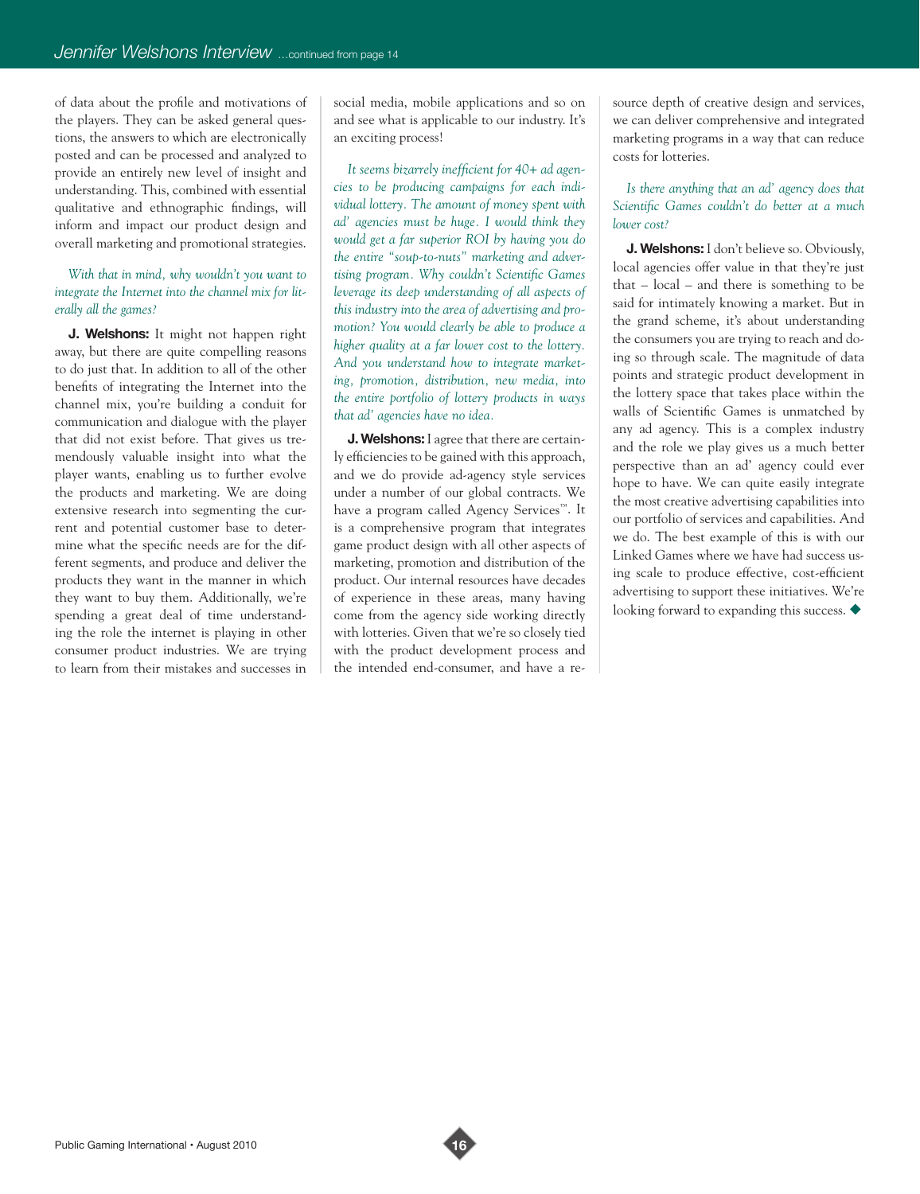of data about the profile and motivations of the players. They can be asked general questions, the answers to which are electronically posted and can be processed and analyzed to provide an entirely new level of insight and understanding. This, combined with essential qualitative and ethnographic findings, will inform and impact our product design and overall marketing and promotional strategies.

*With that in mind, why wouldn't you want to integrate the Internet into the channel mix for literally all the games?*

**J. Welshons:** It might not happen right away, but there are quite compelling reasons to do just that. In addition to all of the other benefits of integrating the Internet into the channel mix, you're building a conduit for communication and dialogue with the player that did not exist before. That gives us tremendously valuable insight into what the player wants, enabling us to further evolve the products and marketing. We are doing extensive research into segmenting the current and potential customer base to determine what the specific needs are for the different segments, and produce and deliver the products they want in the manner in which they want to buy them. Additionally, we're spending a great deal of time understanding the role the internet is playing in other consumer product industries. We are trying to learn from their mistakes and successes in social media, mobile applications and so on and see what is applicable to our industry. It's an exciting process!

*It seems bizarrely inefficient for 40+ ad agencies to be producing campaigns for each individual lottery. The amount of money spent with ad' agencies must be huge. I would think they would get a far superior ROI by having you do the entire "soup-to-nuts" marketing and advertising program. Why couldn't Scientific Games leverage its deep understanding of all aspects of this industry into the area of advertising and promotion? You would clearly be able to produce a higher quality at a far lower cost to the lottery. And you understand how to integrate marketing, promotion, distribution, new media, into the entire portfolio of lottery products in ways that ad' agencies have no idea.*

**J. Welshons:** I agree that there are certainly efficiencies to be gained with this approach, and we do provide ad-agency style services under a number of our global contracts. We have a program called Agency Services™. It is a comprehensive program that integrates game product design with all other aspects of marketing, promotion and distribution of the product. Our internal resources have decades of experience in these areas, many having come from the agency side working directly with lotteries. Given that we're so closely tied with the product development process and the intended end-consumer, and have a resource depth of creative design and services, we can deliver comprehensive and integrated marketing programs in a way that can reduce costs for lotteries.

*Is there anything that an ad' agency does that Scientific Games couldn't do better at a much lower cost?*

**J. Welshons:** I don't believe so. Obviously, local agencies offer value in that they're just that – local – and there is something to be said for intimately knowing a market. But in the grand scheme, it's about understanding the consumers you are trying to reach and doing so through scale. The magnitude of data points and strategic product development in the lottery space that takes place within the walls of Scientific Games is unmatched by any ad agency. This is a complex industry and the role we play gives us a much better perspective than an ad' agency could ever hope to have. We can quite easily integrate the most creative advertising capabilities into our portfolio of services and capabilities. And we do. The best example of this is with our Linked Games where we have had success using scale to produce effective, cost-efficient advertising to support these initiatives. We're looking forward to expanding this success. ◆